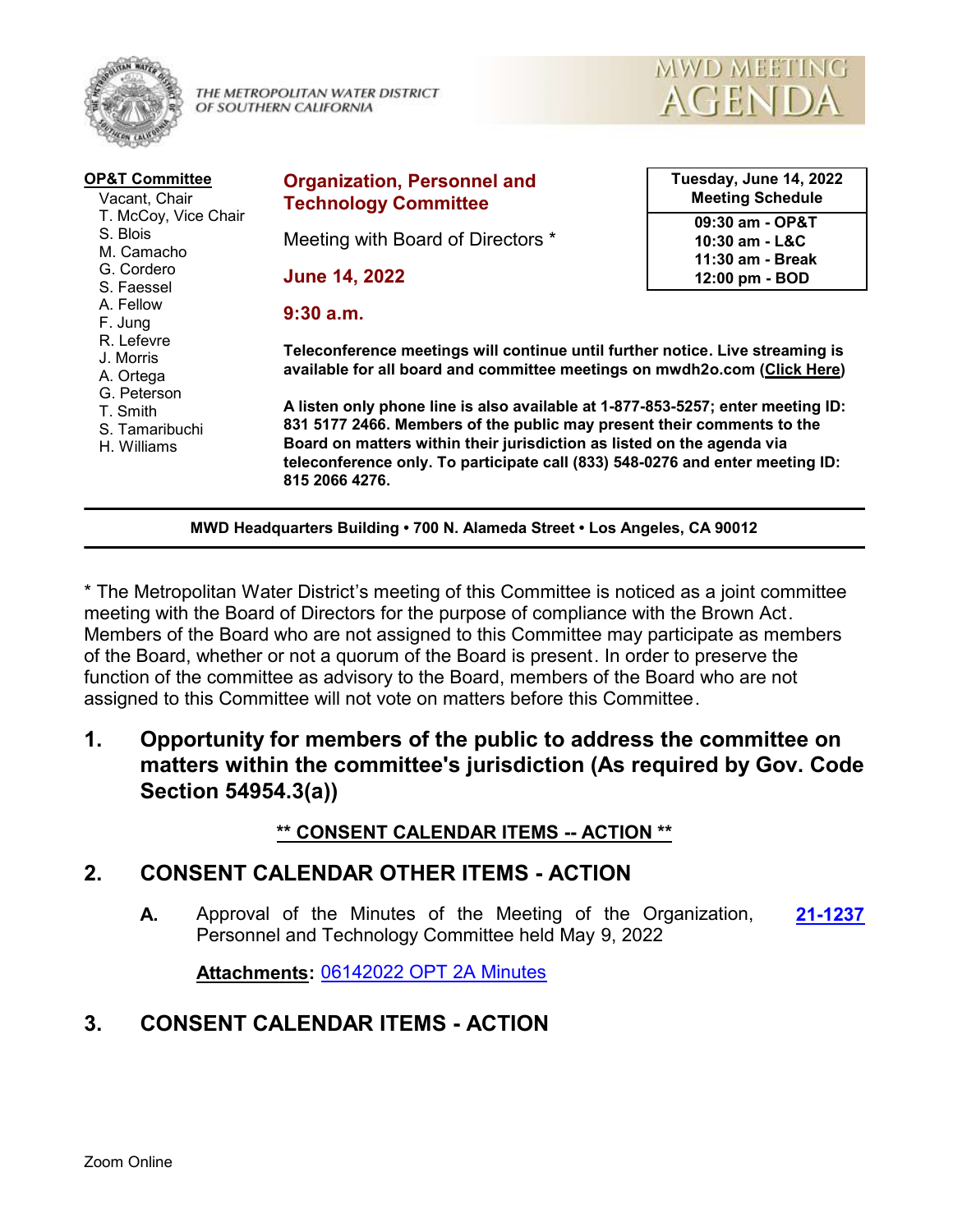THE METROPOLITAN WATER DISTRICT OF SOUTHERN CALIFORNIA

# MWD MEETING AGENDA

**OP&T Committee**

- Vacant, Chair
- T. McCoy, Vice Chair
- S. Blois
- M. Camacho
- G. Cordero
- S. Faessel
- A. Fellow
- F. Jung
- R. Lefevre
- J. Morris
- A. Ortega
- G. Peterson
- T. Smith
- S. Tamaribuchi
- H. Williams

## Organization, Personnel and Technology Committee

Meeting with Board of Directors *

**June 14, 2022**

**9:30 a.m.**

| Tuesday, June 14, 2022 Meeting Schedule |
|---|
| 09:30 am - OP&T |
| 10:30 am - L&C |
| 11:30 am - Break |
| 12:00 pm - BOD |

**Teleconference meetings will continue until further notice. Live streaming is available for all board and committee meetings on mwdh2o.com (Click Here)**

**A listen only phone line is also available at 1-877-853-5257; enter meeting ID: 831 5177 2466. Members of the public may present their comments to the Board on matters within their jurisdiction as listed on the agenda via teleconference only. To participate call (833) 548-0276 and enter meeting ID: 815 2066 4276.**

**MWD Headquarters Building • 700 N. Alameda Street • Los Angeles, CA 90012**

* The Metropolitan Water District's meeting of this Committee is noticed as a joint committee meeting with the Board of Directors for the purpose of compliance with the Brown Act. Members of the Board who are not assigned to this Committee may participate as members of the Board, whether or not a quorum of the Board is present. In order to preserve the function of the committee as advisory to the Board, members of the Board who are not assigned to this Committee will not vote on matters before this Committee.

## 1. Opportunity for members of the public to address the committee on matters within the committee's jurisdiction (As required by Gov. Code Section 54954.3(a))

**** CONSENT CALENDAR ITEMS -- ACTION ****

## 2. CONSENT CALENDAR OTHER ITEMS - ACTION

**A.** Approval of the Minutes of the Meeting of the Organization, Personnel and Technology Committee held May 9, 2022 **21-1237**

**Attachments:** 06142022 OPT 2A Minutes

## 3. CONSENT CALENDAR ITEMS - ACTION

Zoom Online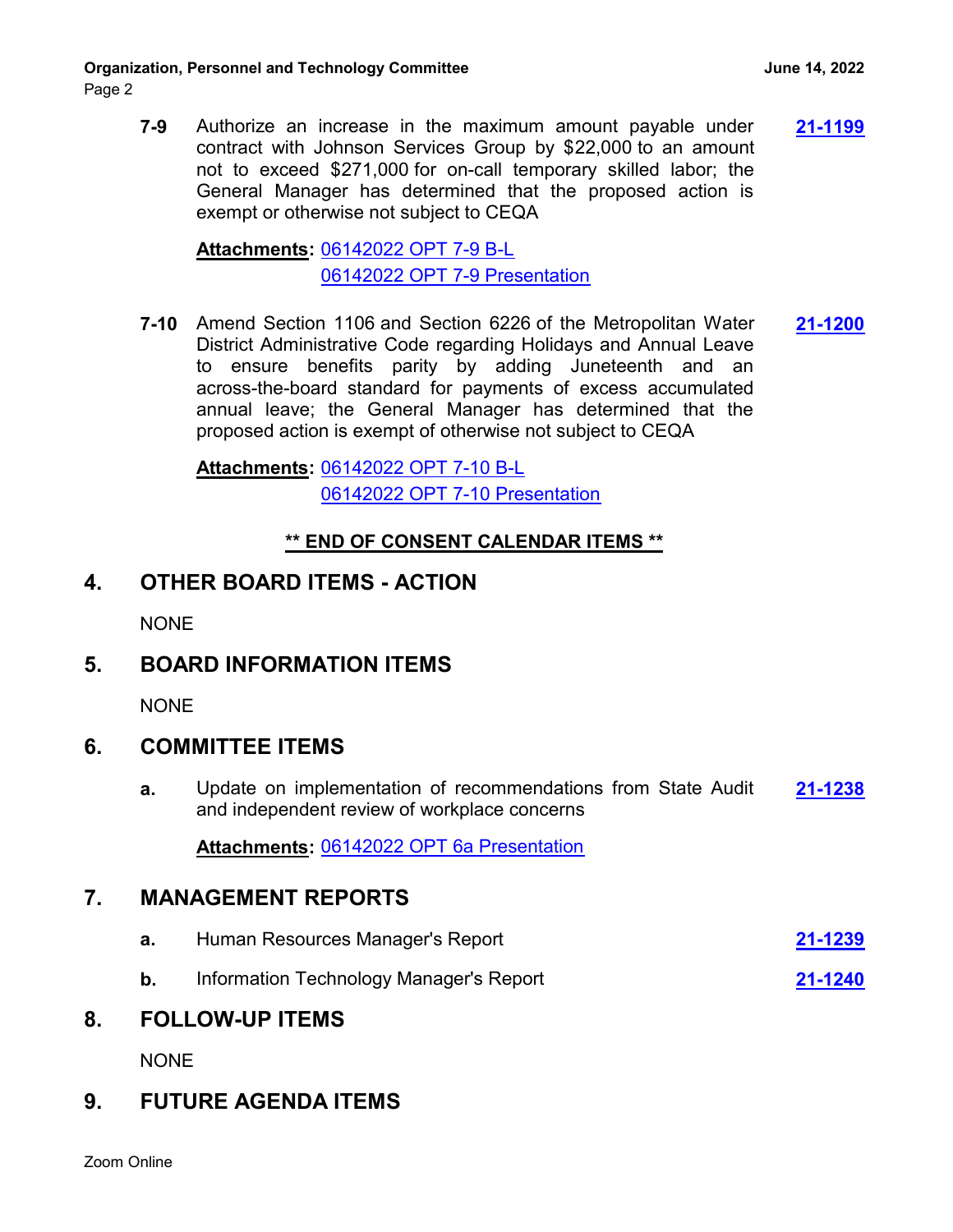**7-9** Authorize an increase in the maximum amount payable under contract with Johnson Services Group by $22,000 to an amount not to exceed $271,000 for on-call temporary skilled labor; the General Manager has determined that the proposed action is exempt or otherwise not subject to CEQA **21-1199**

**Attachments:** 06142022 OPT 7-9 B-L
06142022 OPT 7-9 Presentation

**7-10** Amend Section 1106 and Section 6226 of the Metropolitan Water District Administrative Code regarding Holidays and Annual Leave to ensure benefits parity by adding Juneteenth and an across-the-board standard for payments of excess accumulated annual leave; the General Manager has determined that the proposed action is exempt of otherwise not subject to CEQA **21-1200**

**Attachments:** 06142022 OPT 7-10 B-L
06142022 OPT 7-10 Presentation

**\*\* END OF CONSENT CALENDAR ITEMS \*\***

## 4. OTHER BOARD ITEMS - ACTION

NONE

## 5. BOARD INFORMATION ITEMS

NONE

## 6. COMMITTEE ITEMS

**a.** Update on implementation of recommendations from State Audit and independent review of workplace concerns **21-1238**

**Attachments:** 06142022 OPT 6a Presentation

## 7. MANAGEMENT REPORTS

**a.** Human Resources Manager's Report **21-1239**

**b.** Information Technology Manager's Report **21-1240**

## 8. FOLLOW-UP ITEMS

NONE

## 9. FUTURE AGENDA ITEMS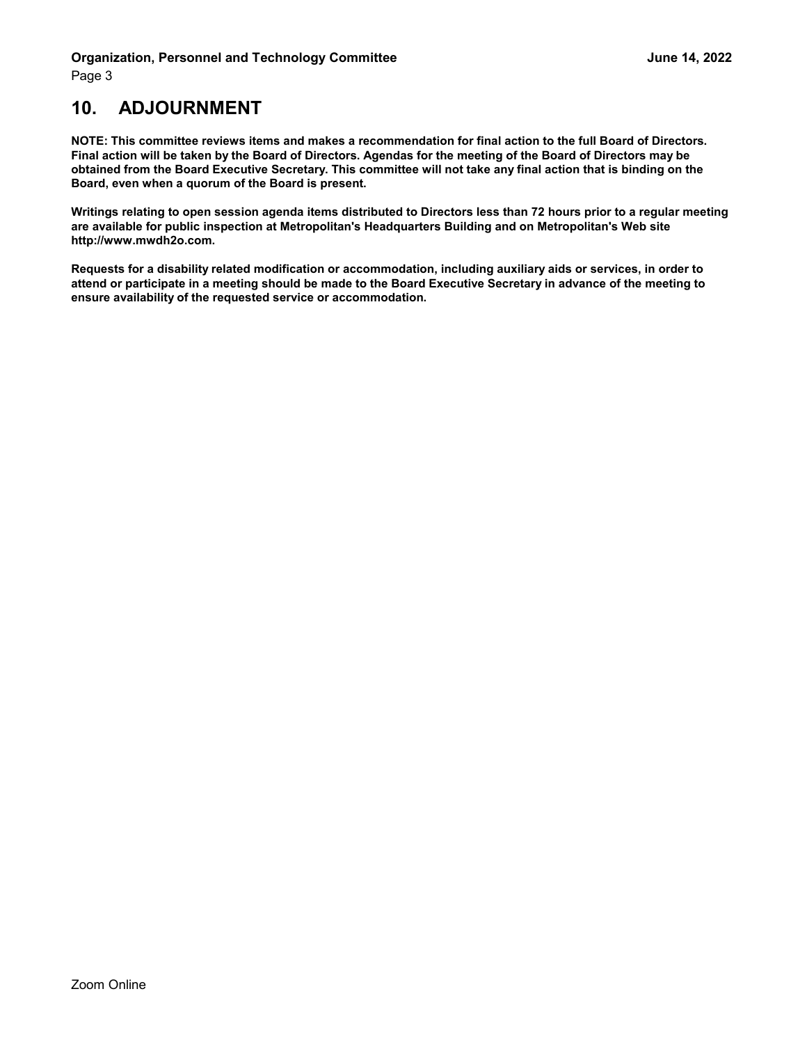# 10. ADJOURNMENT

**NOTE: This committee reviews items and makes a recommendation for final action to the full Board of Directors. Final action will be taken by the Board of Directors. Agendas for the meeting of the Board of Directors may be obtained from the Board Executive Secretary. This committee will not take any final action that is binding on the Board, even when a quorum of the Board is present.**

**Writings relating to open session agenda items distributed to Directors less than 72 hours prior to a regular meeting are available for public inspection at Metropolitan's Headquarters Building and on Metropolitan's Web site http://www.mwdh2o.com.**

**Requests for a disability related modification or accommodation, including auxiliary aids or services, in order to attend or participate in a meeting should be made to the Board Executive Secretary in advance of the meeting to ensure availability of the requested service or accommodation.**